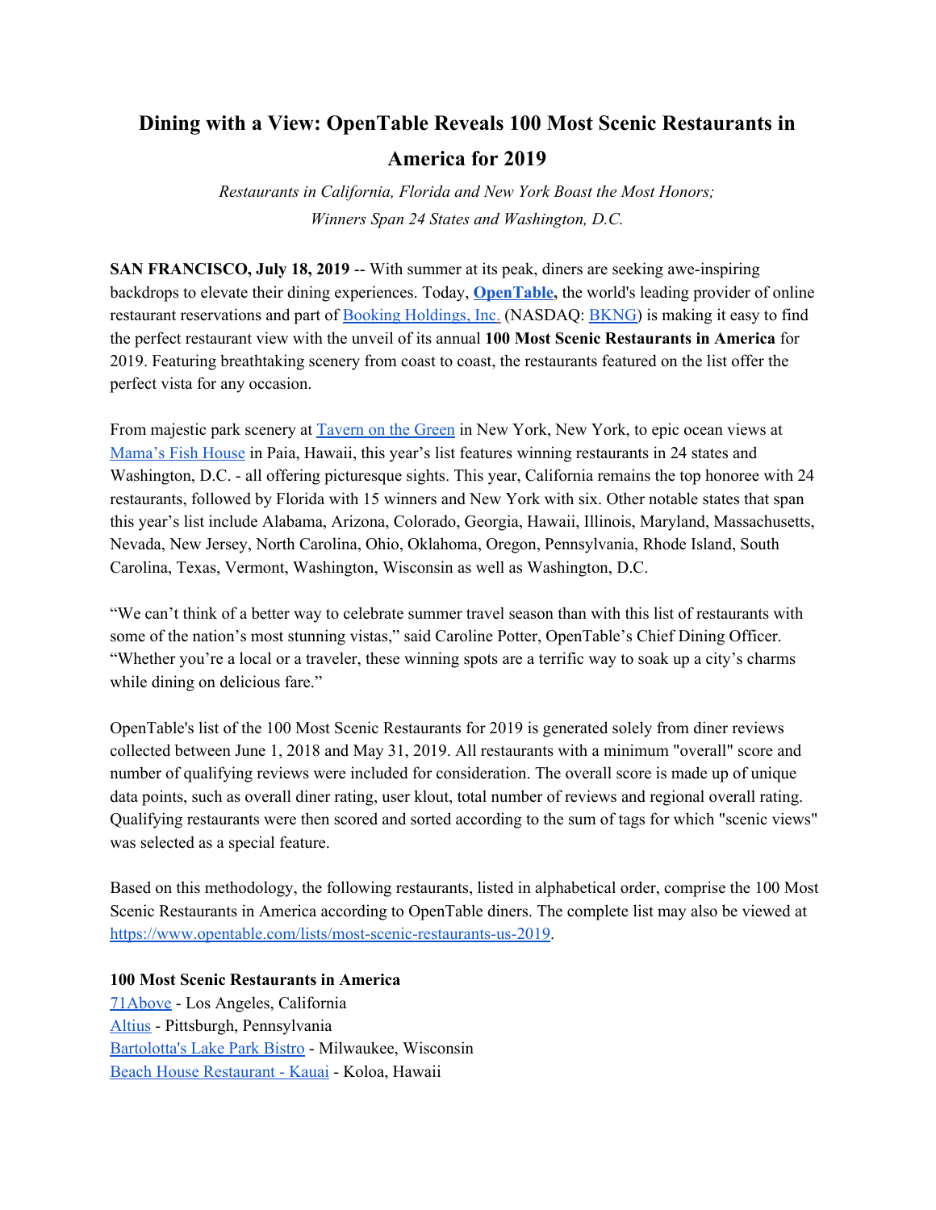# Dining with a View: OpenTable Reveals 100 Most Scenic Restaurants in America for 2019

*Restaurants in California, Florida and New York Boast the Most Honors;*
*Winners Span 24 States and Washington, D.C.*

**SAN FRANCISCO, July 18, 2019** -- With summer at its peak, diners are seeking awe-inspiring backdrops to elevate their dining experiences. Today, **[OpenTable](https://www.opentable.com),** the world's leading provider of online restaurant reservations and part of [Booking Holdings, Inc.](https://www.bookingholdings.com) (NASDAQ: [BKNG](https://www.nasdaq.com)) is making it easy to find the perfect restaurant view with the unveil of its annual **100 Most Scenic Restaurants in America** for 2019. Featuring breathtaking scenery from coast to coast, the restaurants featured on the list offer the perfect vista for any occasion.

From majestic park scenery at [Tavern on the Green](https://www.opentable.com) in New York, New York, to epic ocean views at [Mama's Fish House](https://www.opentable.com) in Paia, Hawaii, this year's list features winning restaurants in 24 states and Washington, D.C. - all offering picturesque sights. This year, California remains the top honoree with 24 restaurants, followed by Florida with 15 winners and New York with six. Other notable states that span this year's list include Alabama, Arizona, Colorado, Georgia, Hawaii, Illinois, Maryland, Massachusetts, Nevada, New Jersey, North Carolina, Ohio, Oklahoma, Oregon, Pennsylvania, Rhode Island, South Carolina, Texas, Vermont, Washington, Wisconsin as well as Washington, D.C.

"We can't think of a better way to celebrate summer travel season than with this list of restaurants with some of the nation's most stunning vistas," said Caroline Potter, OpenTable's Chief Dining Officer. "Whether you're a local or a traveler, these winning spots are a terrific way to soak up a city's charms while dining on delicious fare."

OpenTable's list of the 100 Most Scenic Restaurants for 2019 is generated solely from diner reviews collected between June 1, 2018 and May 31, 2019. All restaurants with a minimum "overall" score and number of qualifying reviews were included for consideration. The overall score is made up of unique data points, such as overall diner rating, user klout, total number of reviews and regional overall rating. Qualifying restaurants were then scored and sorted according to the sum of tags for which "scenic views" was selected as a special feature.

Based on this methodology, the following restaurants, listed in alphabetical order, comprise the 100 Most Scenic Restaurants in America according to OpenTable diners. The complete list may also be viewed at [https://www.opentable.com/lists/most-scenic-restaurants-us-2019](https://www.opentable.com/lists/most-scenic-restaurants-us-2019).

**100 Most Scenic Restaurants in America**

[71Above](https://www.opentable.com) - Los Angeles, California
[Altius](https://www.opentable.com) - Pittsburgh, Pennsylvania
[Bartolotta's Lake Park Bistro](https://www.opentable.com) - Milwaukee, Wisconsin
[Beach House Restaurant - Kauai](https://www.opentable.com) - Koloa, Hawaii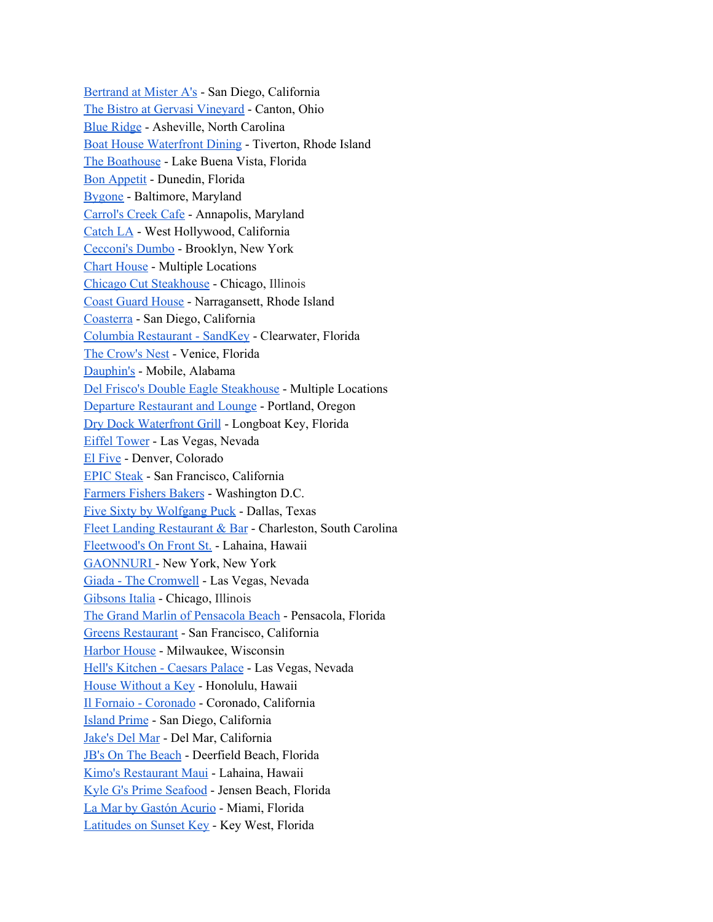Bertrand at Mister A's - San Diego, California
The Bistro at Gervasi Vineyard - Canton, Ohio
Blue Ridge - Asheville, North Carolina
Boat House Waterfront Dining - Tiverton, Rhode Island
The Boathouse - Lake Buena Vista, Florida
Bon Appetit - Dunedin, Florida
Bygone - Baltimore, Maryland
Carrol's Creek Cafe - Annapolis, Maryland
Catch LA - West Hollywood, California
Cecconi's Dumbo - Brooklyn, New York
Chart House - Multiple Locations
Chicago Cut Steakhouse - Chicago, Illinois
Coast Guard House - Narragansett, Rhode Island
Coasterra - San Diego, California
Columbia Restaurant - SandKey - Clearwater, Florida
The Crow's Nest - Venice, Florida
Dauphin's - Mobile, Alabama
Del Frisco's Double Eagle Steakhouse - Multiple Locations
Departure Restaurant and Lounge - Portland, Oregon
Dry Dock Waterfront Grill - Longboat Key, Florida
Eiffel Tower - Las Vegas, Nevada
El Five - Denver, Colorado
EPIC Steak - San Francisco, California
Farmers Fishers Bakers - Washington D.C.
Five Sixty by Wolfgang Puck - Dallas, Texas
Fleet Landing Restaurant & Bar - Charleston, South Carolina
Fleetwood's On Front St. - Lahaina, Hawaii
GAONNURI - New York, New York
Giada - The Cromwell - Las Vegas, Nevada
Gibsons Italia - Chicago, Illinois
The Grand Marlin of Pensacola Beach - Pensacola, Florida
Greens Restaurant - San Francisco, California
Harbor House - Milwaukee, Wisconsin
Hell's Kitchen - Caesars Palace - Las Vegas, Nevada
House Without a Key - Honolulu, Hawaii
Il Fornaio - Coronado - Coronado, California
Island Prime - San Diego, California
Jake's Del Mar - Del Mar, California
JB's On The Beach - Deerfield Beach, Florida
Kimo's Restaurant Maui - Lahaina, Hawaii
Kyle G's Prime Seafood - Jensen Beach, Florida
La Mar by Gastón Acurio - Miami, Florida
Latitudes on Sunset Key - Key West, Florida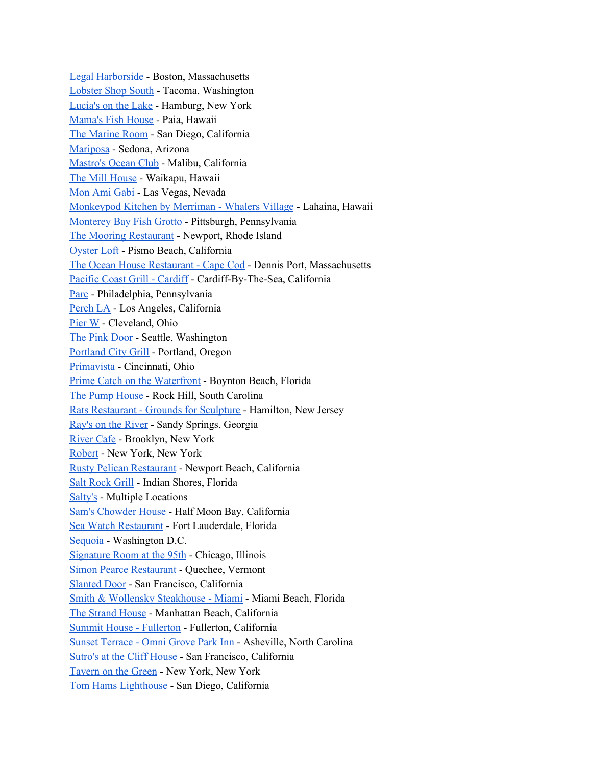Legal Harborside - Boston, Massachusetts
Lobster Shop South - Tacoma, Washington
Lucia's on the Lake - Hamburg, New York
Mama's Fish House - Paia, Hawaii
The Marine Room - San Diego, California
Mariposa - Sedona, Arizona
Mastro's Ocean Club - Malibu, California
The Mill House - Waikapu, Hawaii
Mon Ami Gabi - Las Vegas, Nevada
Monkeypod Kitchen by Merriman - Whalers Village - Lahaina, Hawaii
Monterey Bay Fish Grotto - Pittsburgh, Pennsylvania
The Mooring Restaurant - Newport, Rhode Island
Oyster Loft - Pismo Beach, California
The Ocean House Restaurant - Cape Cod - Dennis Port, Massachusetts
Pacific Coast Grill - Cardiff - Cardiff-By-The-Sea, California
Parc - Philadelphia, Pennsylvania
Perch LA - Los Angeles, California
Pier W - Cleveland, Ohio
The Pink Door - Seattle, Washington
Portland City Grill - Portland, Oregon
Primavista - Cincinnati, Ohio
Prime Catch on the Waterfront - Boynton Beach, Florida
The Pump House - Rock Hill, South Carolina
Rats Restaurant - Grounds for Sculpture - Hamilton, New Jersey
Ray's on the River - Sandy Springs, Georgia
River Cafe - Brooklyn, New York
Robert - New York, New York
Rusty Pelican Restaurant - Newport Beach, California
Salt Rock Grill - Indian Shores, Florida
Salty's - Multiple Locations
Sam's Chowder House - Half Moon Bay, California
Sea Watch Restaurant - Fort Lauderdale, Florida
Sequoia - Washington D.C.
Signature Room at the 95th - Chicago, Illinois
Simon Pearce Restaurant - Quechee, Vermont
Slanted Door - San Francisco, California
Smith & Wollensky Steakhouse - Miami - Miami Beach, Florida
The Strand House - Manhattan Beach, California
Summit House - Fullerton - Fullerton, California
Sunset Terrace - Omni Grove Park Inn - Asheville, North Carolina
Sutro's at the Cliff House - San Francisco, California
Tavern on the Green - New York, New York
Tom Hams Lighthouse - San Diego, California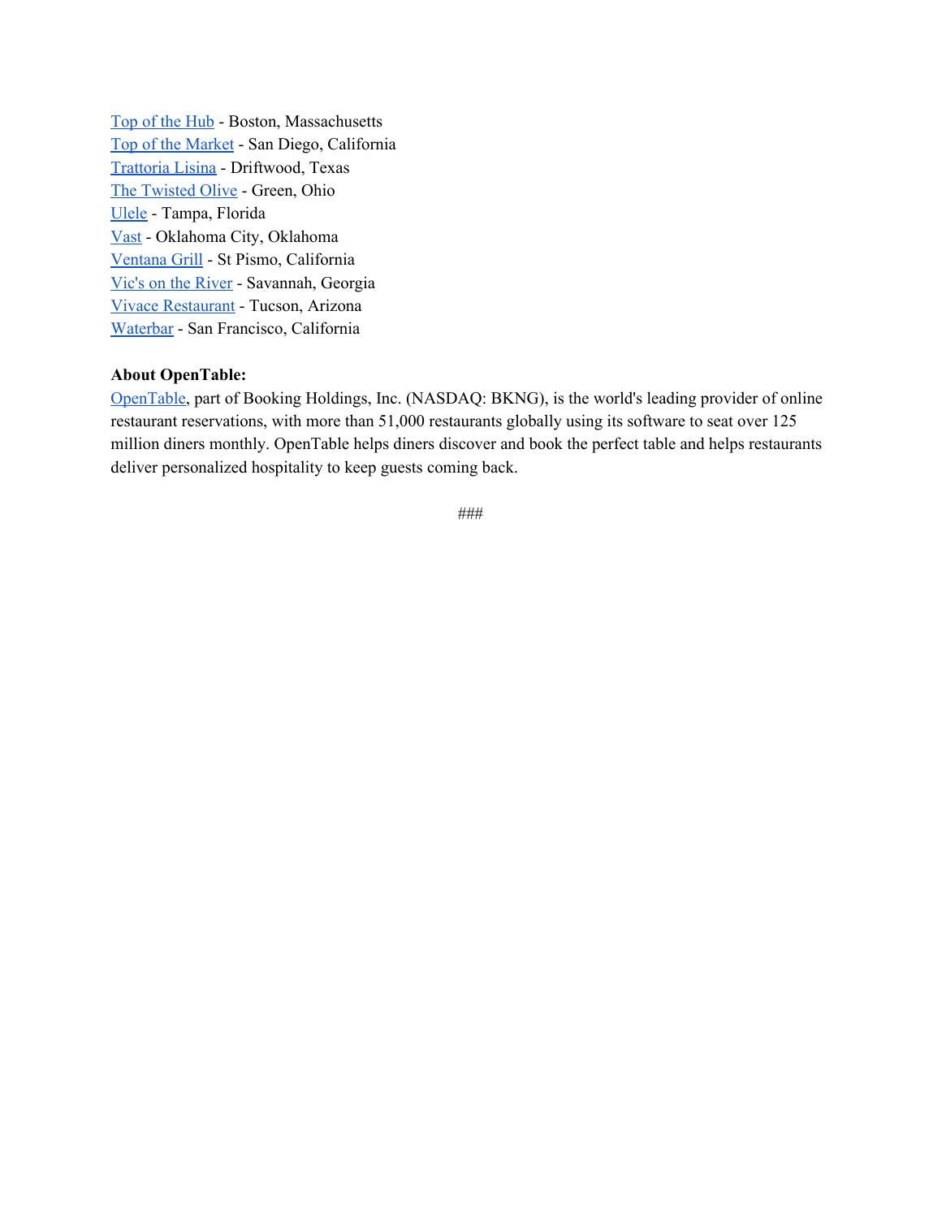Top of the Hub - Boston, Massachusetts
Top of the Market - San Diego, California
Trattoria Lisina - Driftwood, Texas
The Twisted Olive - Green, Ohio
Ulele - Tampa, Florida
Vast - Oklahoma City, Oklahoma
Ventana Grill - St Pismo, California
Vic's on the River - Savannah, Georgia
Vivace Restaurant - Tucson, Arizona
Waterbar - San Francisco, California

**About OpenTable:**
OpenTable, part of Booking Holdings, Inc. (NASDAQ: BKNG), is the world's leading provider of online restaurant reservations, with more than 51,000 restaurants globally using its software to seat over 125 million diners monthly. OpenTable helps diners discover and book the perfect table and helps restaurants deliver personalized hospitality to keep guests coming back.

###